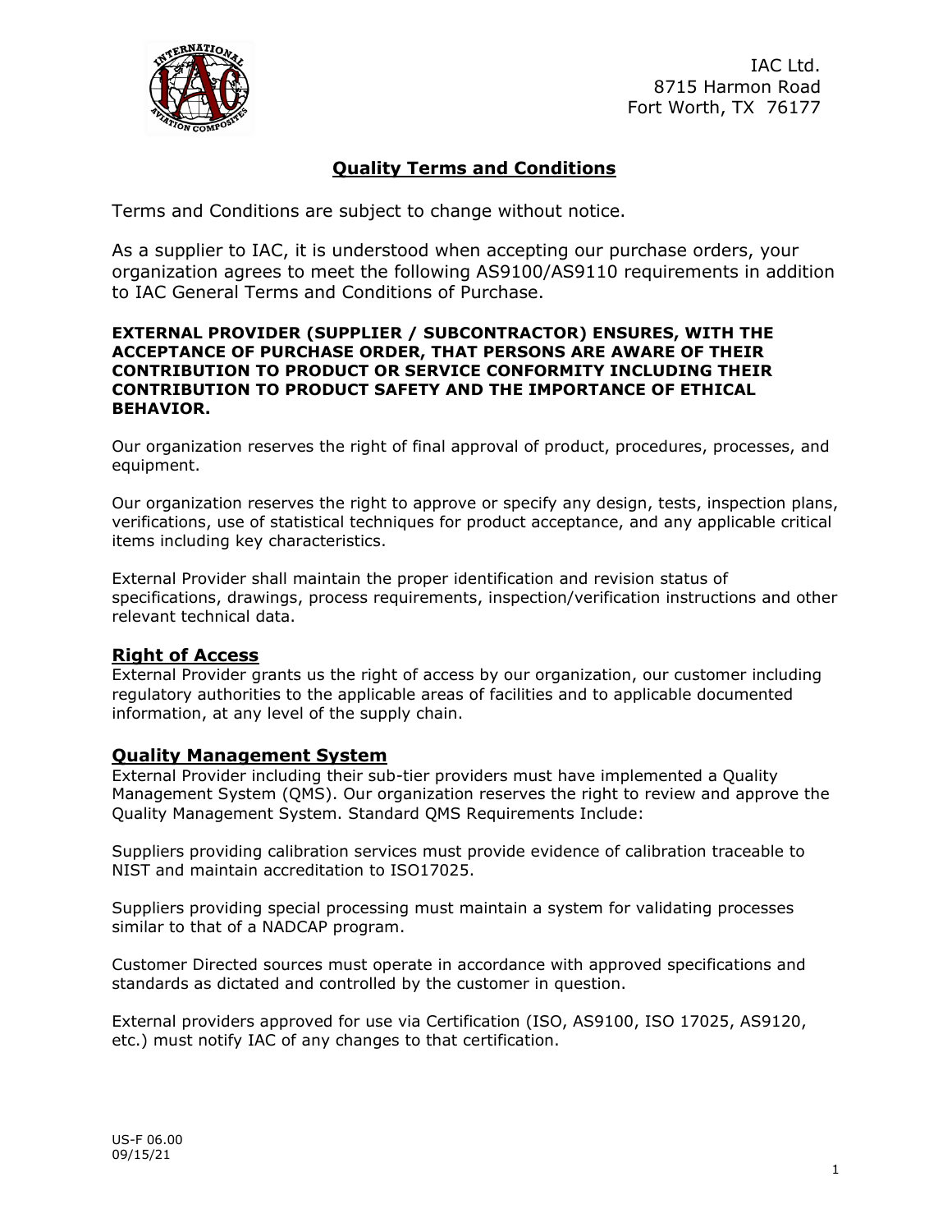IAC Ltd.
8715 Harmon Road
Fort Worth, TX 76177

# Quality Terms and Conditions

Terms and Conditions are subject to change without notice.

As a supplier to IAC, it is understood when accepting our purchase orders, your organization agrees to meet the following AS9100/AS9110 requirements in addition to IAC General Terms and Conditions of Purchase.

**EXTERNAL PROVIDER (SUPPLIER / SUBCONTRACTOR) ENSURES, WITH THE ACCEPTANCE OF PURCHASE ORDER, THAT PERSONS ARE AWARE OF THEIR CONTRIBUTION TO PRODUCT OR SERVICE CONFORMITY INCLUDING THEIR CONTRIBUTION TO PRODUCT SAFETY AND THE IMPORTANCE OF ETHICAL BEHAVIOR.**

Our organization reserves the right of final approval of product, procedures, processes, and equipment.

Our organization reserves the right to approve or specify any design, tests, inspection plans, verifications, use of statistical techniques for product acceptance, and any applicable critical items including key characteristics.

External Provider shall maintain the proper identification and revision status of specifications, drawings, process requirements, inspection/verification instructions and other relevant technical data.

## Right of Access

External Provider grants us the right of access by our organization, our customer including regulatory authorities to the applicable areas of facilities and to applicable documented information, at any level of the supply chain.

## Quality Management System

External Provider including their sub-tier providers must have implemented a Quality Management System (QMS). Our organization reserves the right to review and approve the Quality Management System. Standard QMS Requirements Include:

Suppliers providing calibration services must provide evidence of calibration traceable to NIST and maintain accreditation to ISO17025.

Suppliers providing special processing must maintain a system for validating processes similar to that of a NADCAP program.

Customer Directed sources must operate in accordance with approved specifications and standards as dictated and controlled by the customer in question.

External providers approved for use via Certification (ISO, AS9100, ISO 17025, AS9120, etc.) must notify IAC of any changes to that certification.

US-F 06.00
09/15/21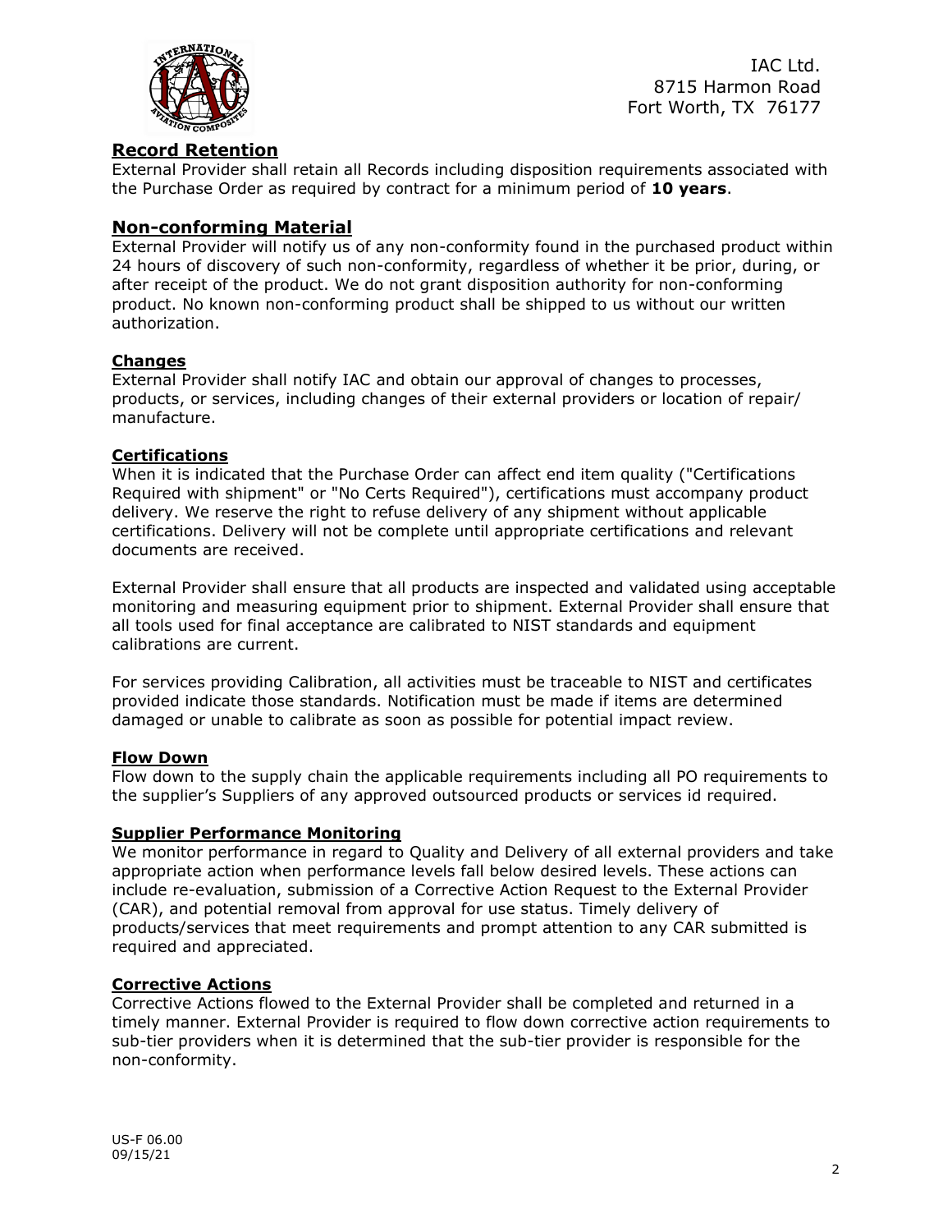## **Record Retention**

External Provider shall retain all Records including disposition requirements associated with the Purchase Order as required by contract for a minimum period of **10 years**.

## **Non-conforming Material**

External Provider will notify us of any non-conformity found in the purchased product within 24 hours of discovery of such non-conformity, regardless of whether it be prior, during, or after receipt of the product. We do not grant disposition authority for non-conforming product. No known non-conforming product shall be shipped to us without our written authorization.

### **Changes**

External Provider shall notify IAC and obtain our approval of changes to processes, products, or services, including changes of their external providers or location of repair/manufacture.

### **Certifications**

When it is indicated that the Purchase Order can affect end item quality ("Certifications Required with shipment" or "No Certs Required"), certifications must accompany product delivery. We reserve the right to refuse delivery of any shipment without applicable certifications. Delivery will not be complete until appropriate certifications and relevant documents are received.

External Provider shall ensure that all products are inspected and validated using acceptable monitoring and measuring equipment prior to shipment. External Provider shall ensure that all tools used for final acceptance are calibrated to NIST standards and equipment calibrations are current.

For services providing Calibration, all activities must be traceable to NIST and certificates provided indicate those standards. Notification must be made if items are determined damaged or unable to calibrate as soon as possible for potential impact review.

### **Flow Down**

Flow down to the supply chain the applicable requirements including all PO requirements to the supplier's Suppliers of any approved outsourced products or services id required.

### **Supplier Performance Monitoring**

We monitor performance in regard to Quality and Delivery of all external providers and take appropriate action when performance levels fall below desired levels. These actions can include re-evaluation, submission of a Corrective Action Request to the External Provider (CAR), and potential removal from approval for use status. Timely delivery of products/services that meet requirements and prompt attention to any CAR submitted is required and appreciated.

### **Corrective Actions**

Corrective Actions flowed to the External Provider shall be completed and returned in a timely manner. External Provider is required to flow down corrective action requirements to sub-tier providers when it is determined that the sub-tier provider is responsible for the non-conformity.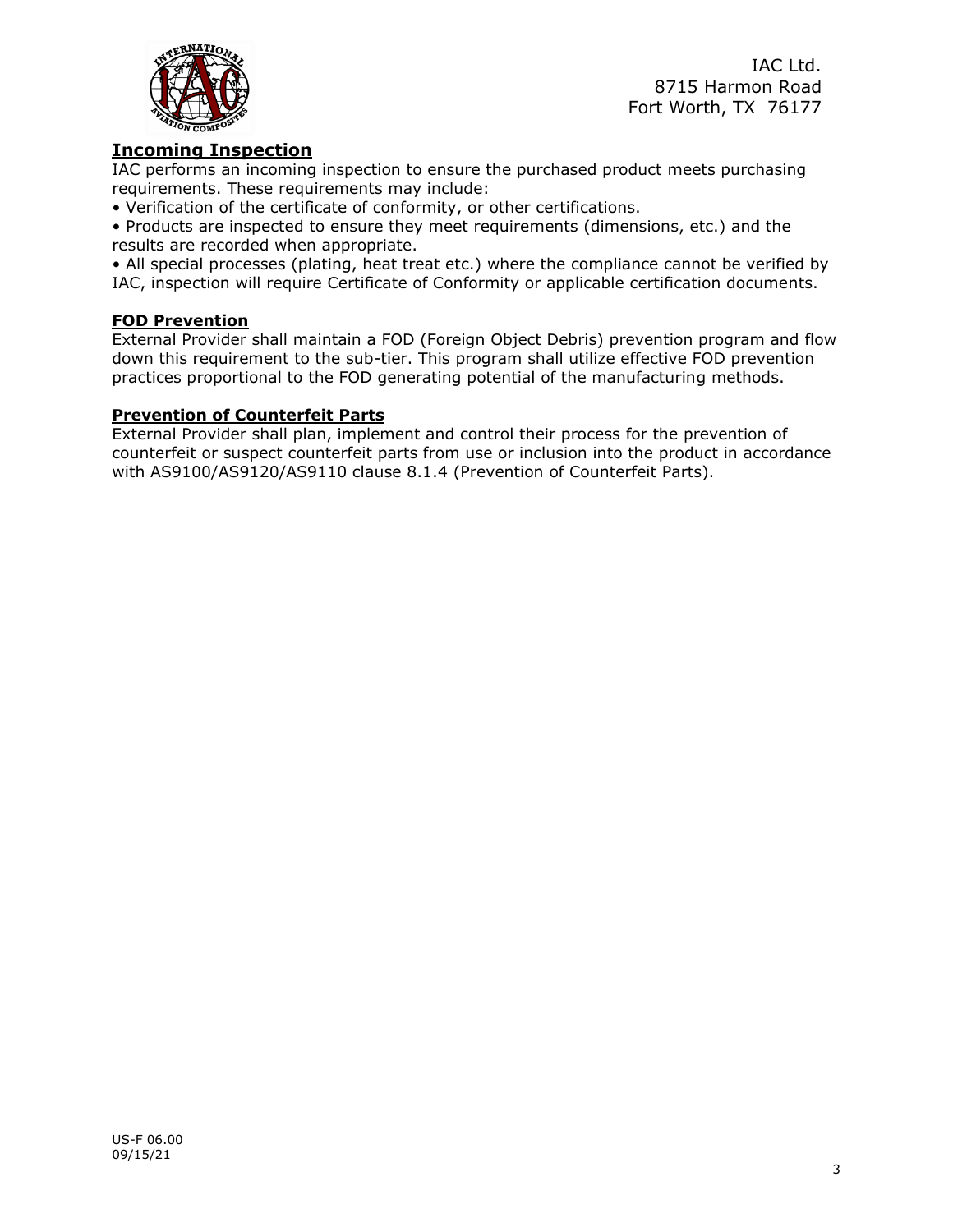## Incoming Inspection

IAC performs an incoming inspection to ensure the purchased product meets purchasing requirements. These requirements may include:

- Verification of the certificate of conformity, or other certifications.
- Products are inspected to ensure they meet requirements (dimensions, etc.) and the results are recorded when appropriate.
- All special processes (plating, heat treat etc.) where the compliance cannot be verified by IAC, inspection will require Certificate of Conformity or applicable certification documents.

### FOD Prevention

External Provider shall maintain a FOD (Foreign Object Debris) prevention program and flow down this requirement to the sub-tier. This program shall utilize effective FOD prevention practices proportional to the FOD generating potential of the manufacturing methods.

### Prevention of Counterfeit Parts

External Provider shall plan, implement and control their process for the prevention of counterfeit or suspect counterfeit parts from use or inclusion into the product in accordance with AS9100/AS9120/AS9110 clause 8.1.4 (Prevention of Counterfeit Parts).